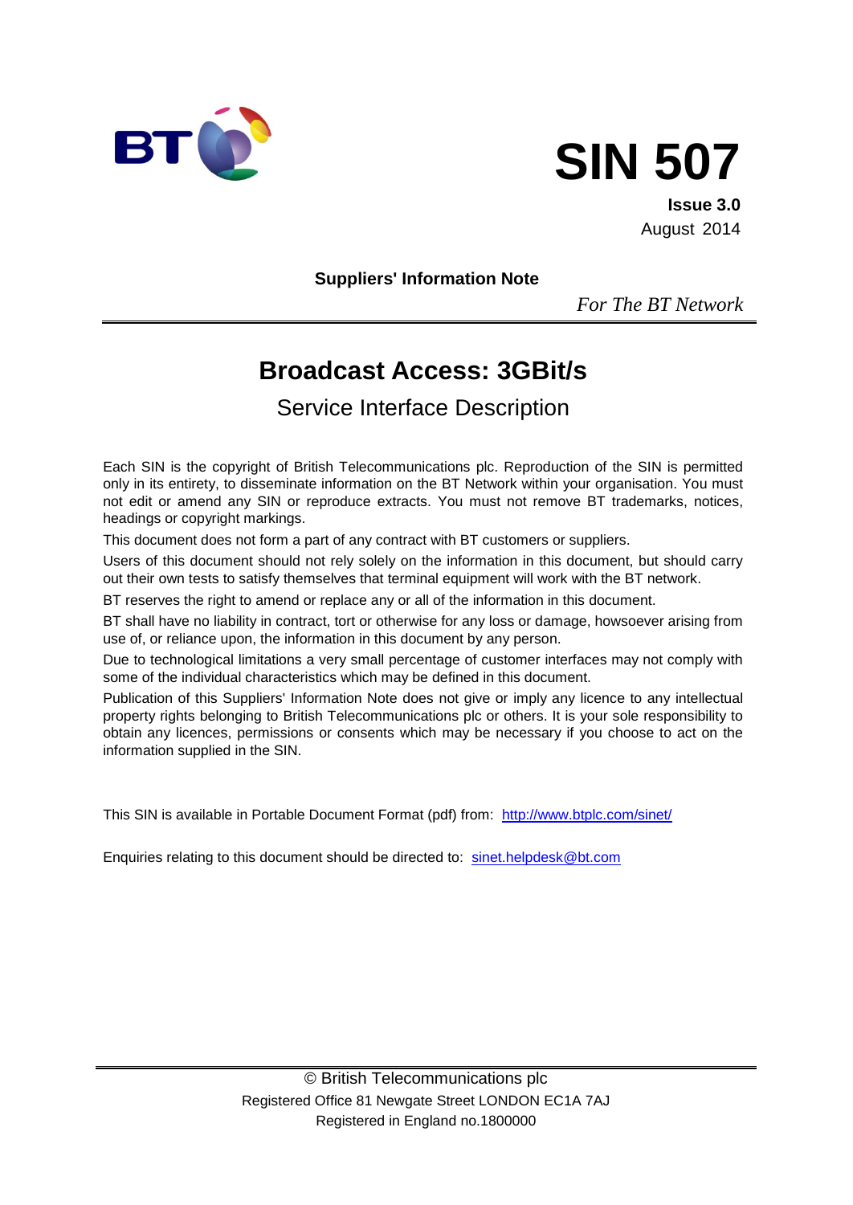# SIN 507

**Issue 3.0**
August 2014

**Suppliers' Information Note**

*For The BT Network*

## Broadcast Access: 3GBit/s

### Service Interface Description

Each SIN is the copyright of British Telecommunications plc. Reproduction of the SIN is permitted only in its entirety, to disseminate information on the BT Network within your organisation. You must not edit or amend any SIN or reproduce extracts. You must not remove BT trademarks, notices, headings or copyright markings.

This document does not form a part of any contract with BT customers or suppliers.

Users of this document should not rely solely on the information in this document, but should carry out their own tests to satisfy themselves that terminal equipment will work with the BT network.

BT reserves the right to amend or replace any or all of the information in this document.

BT shall have no liability in contract, tort or otherwise for any loss or damage, howsoever arising from use of, or reliance upon, the information in this document by any person.

Due to technological limitations a very small percentage of customer interfaces may not comply with some of the individual characteristics which may be defined in this document.

Publication of this Suppliers' Information Note does not give or imply any licence to any intellectual property rights belonging to British Telecommunications plc or others. It is your sole responsibility to obtain any licences, permissions or consents which may be necessary if you choose to act on the information supplied in the SIN.

This SIN is available in Portable Document Format (pdf) from: http://www.btplc.com/sinet/

Enquiries relating to this document should be directed to: sinet.helpdesk@bt.com

© British Telecommunications plc
Registered Office 81 Newgate Street LONDON EC1A 7AJ
Registered in England no.1800000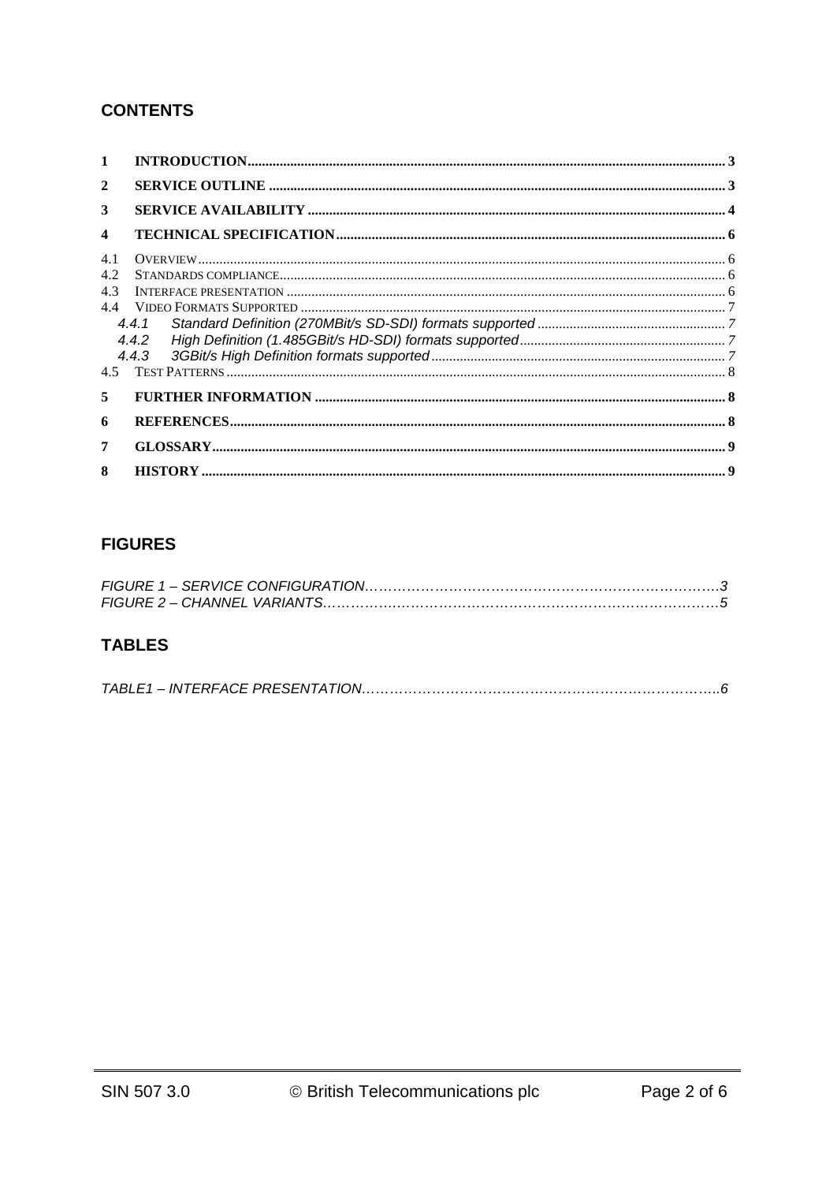## CONTENTS

1 INTRODUCTION ..... 3
2 SERVICE OUTLINE ..... 3
3 SERVICE AVAILABILITY ..... 4
4 TECHNICAL SPECIFICATION ..... 6
4.1 OVERVIEW ..... 6
4.2 STANDARDS COMPLIANCE ..... 6
4.3 INTERFACE PRESENTATION ..... 6
4.4 VIDEO FORMATS SUPPORTED ..... 7
*4.4.1 Standard Definition (270MBit/s SD-SDI) formats supported ..... 7*
*4.4.2 High Definition (1.485GBit/s HD-SDI) formats supported ..... 7*
*4.4.3 3GBit/s High Definition formats supported ..... 7*
4.5 TEST PATTERNS ..... 8
5 FURTHER INFORMATION ..... 8
6 REFERENCES ..... 8
7 GLOSSARY ..... 9
8 HISTORY ..... 9

## FIGURES

*FIGURE 1 – SERVICE CONFIGURATION ..... 3*
*FIGURE 2 – CHANNEL VARIANTS ..... 5*

## TABLES

*TABLE1 – INTERFACE PRESENTATION ..... 6*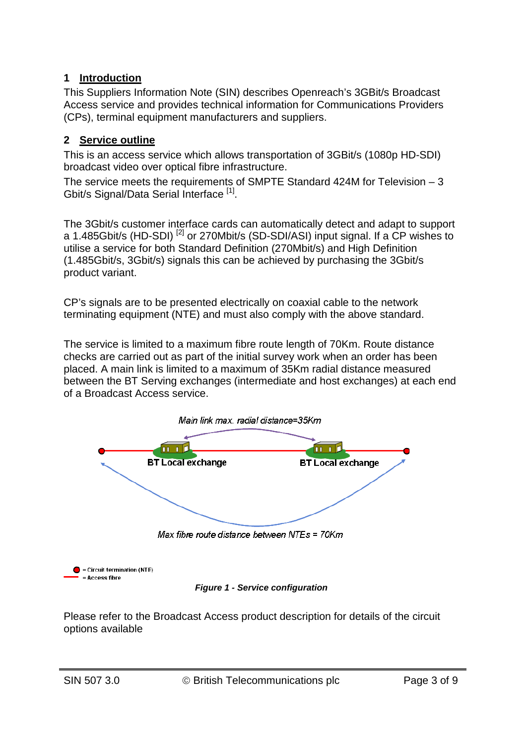## 1 Introduction

This Suppliers Information Note (SIN) describes Openreach's 3GBit/s Broadcast Access service and provides technical information for Communications Providers (CPs), terminal equipment manufacturers and suppliers.

## 2 Service outline

This is an access service which allows transportation of 3GBit/s (1080p HD-SDI) broadcast video over optical fibre infrastructure.

The service meets the requirements of SMPTE Standard 424M for Television – 3 Gbit/s Signal/Data Serial Interface [1].

The 3Gbit/s customer interface cards can automatically detect and adapt to support a 1.485Gbit/s (HD-SDI) [2] or 270Mbit/s (SD-SDI/ASI) input signal. If a CP wishes to utilise a service for both Standard Definition (270Mbit/s) and High Definition (1.485Gbit/s, 3Gbit/s) signals this can be achieved by purchasing the 3Gbit/s product variant.

CP's signals are to be presented electrically on coaxial cable to the network terminating equipment (NTE) and must also comply with the above standard.

The service is limited to a maximum fibre route length of 70Km. Route distance checks are carried out as part of the initial survey work when an order has been placed. A main link is limited to a maximum of 35Km radial distance measured between the BT Serving exchanges (intermediate and host exchanges) at each end of a Broadcast Access service.

*Main link max. radial distance=35Km*

BT Local exchange     BT Local exchange

*Max fibre route distance between NTEs = 70Km*

● = Circuit termination (NTE)
— = Access fibre

***Figure 1 - Service configuration***

Please refer to the Broadcast Access product description for details of the circuit options available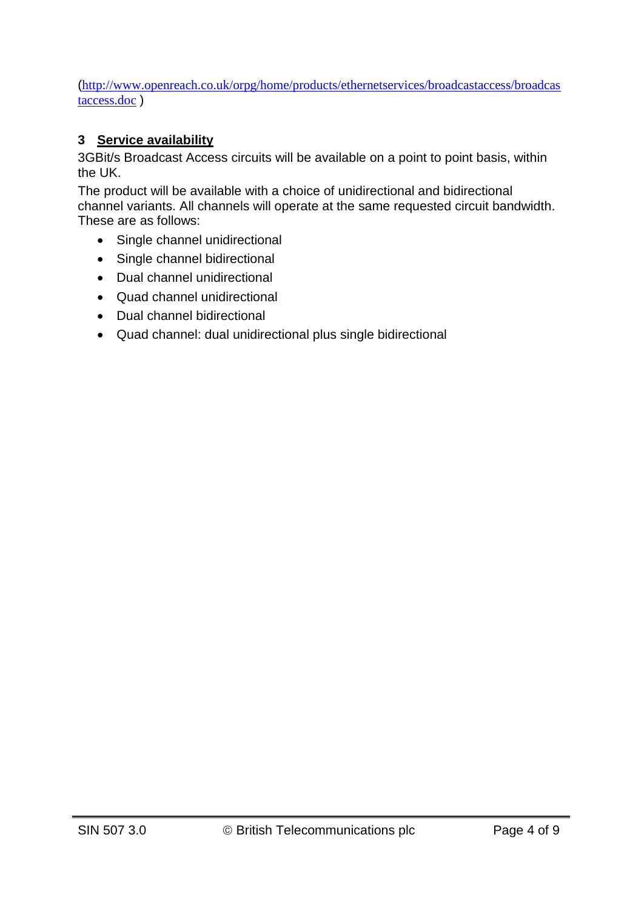(http://www.openreach.co.uk/orpg/home/products/ethernetservices/broadcastaccess/broadcastaccess.doc )

## 3 Service availability

3GBit/s Broadcast Access circuits will be available on a point to point basis, within the UK.

The product will be available with a choice of unidirectional and bidirectional channel variants. All channels will operate at the same requested circuit bandwidth. These are as follows:

- Single channel unidirectional
- Single channel bidirectional
- Dual channel unidirectional
- Quad channel unidirectional
- Dual channel bidirectional
- Quad channel: dual unidirectional plus single bidirectional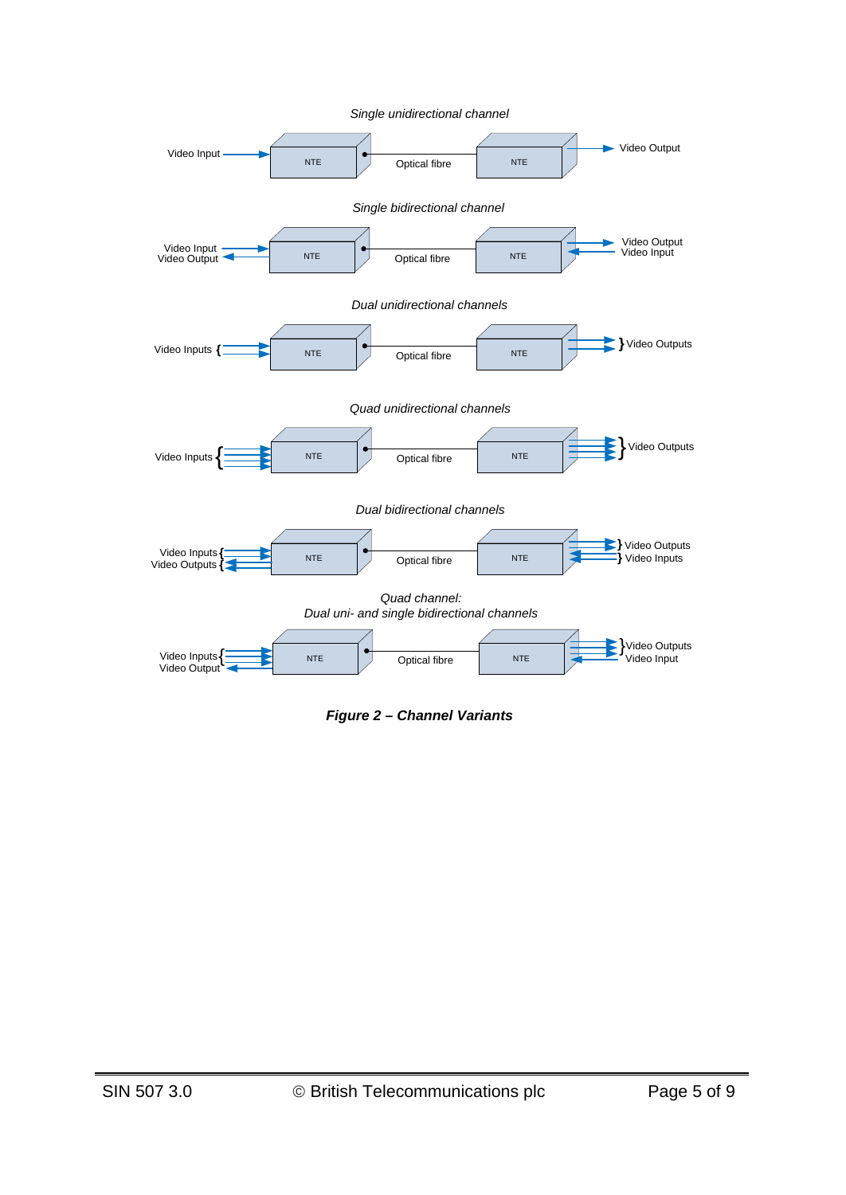*Single unidirectional channel*

Video Input → NTE — Optical fibre — NTE → Video Output

*Single bidirectional channel*

Video Input / Video Output ⇄ NTE — Optical fibre — NTE ⇄ Video Output / Video Input

*Dual unidirectional channels*

Video Inputs → NTE — Optical fibre — NTE → Video Outputs

*Quad unidirectional channels*

Video Inputs → NTE — Optical fibre — NTE → Video Outputs

*Dual bidirectional channels*

Video Inputs / Video Outputs ⇄ NTE — Optical fibre — NTE ⇄ Video Outputs / Video Inputs

*Quad channel:*
*Dual uni- and single bidirectional channels*

Video Inputs / Video Output ⇄ NTE — Optical fibre — NTE ⇄ Video Outputs / Video Input

***Figure 2 – Channel Variants***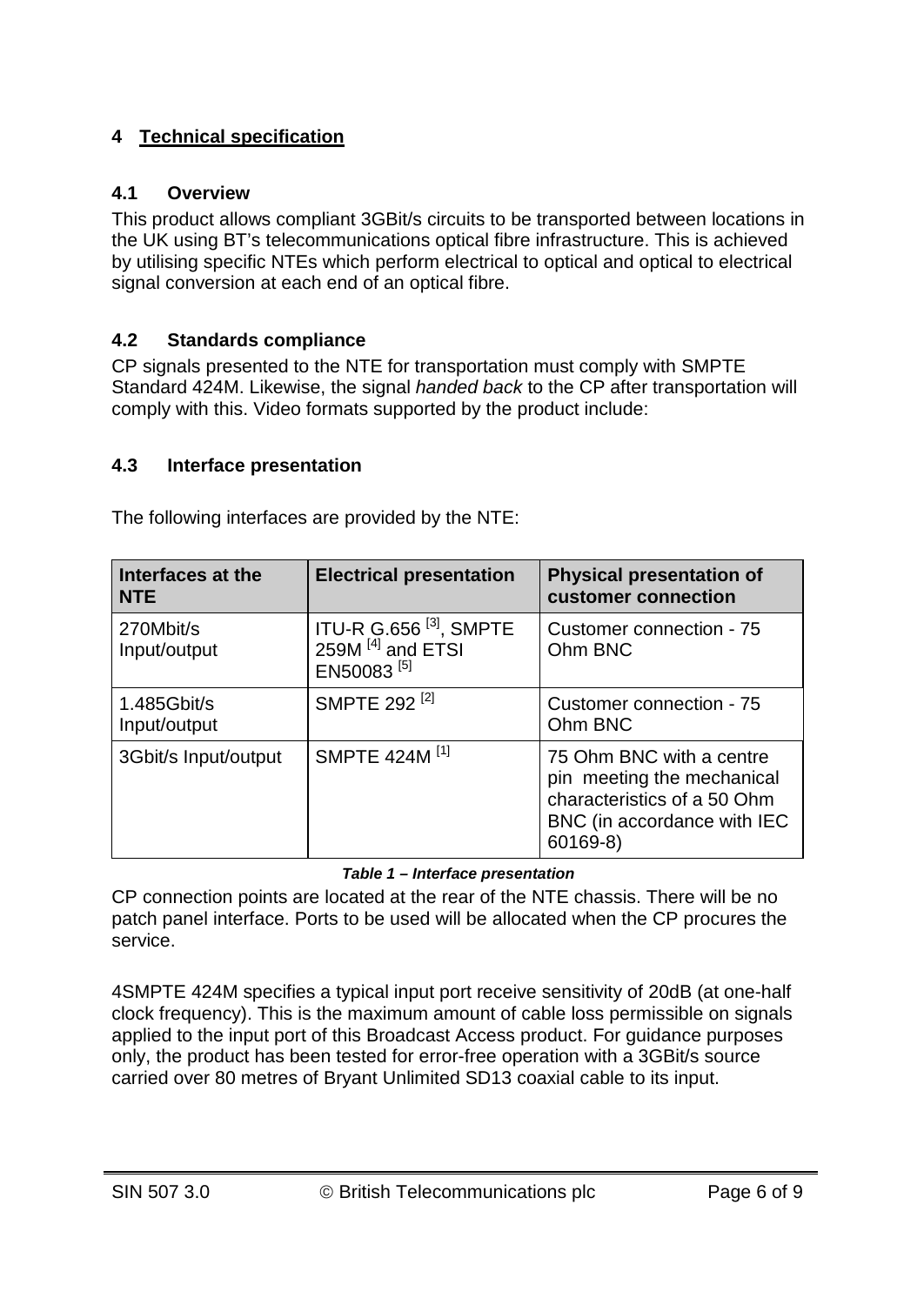# 4 Technical specification

## 4.1 Overview

This product allows compliant 3GBit/s circuits to be transported between locations in the UK using BT's telecommunications optical fibre infrastructure. This is achieved by utilising specific NTEs which perform electrical to optical and optical to electrical signal conversion at each end of an optical fibre.

## 4.2 Standards compliance

CP signals presented to the NTE for transportation must comply with SMPTE Standard 424M. Likewise, the signal *handed back* to the CP after transportation will comply with this. Video formats supported by the product include:

## 4.3 Interface presentation

The following interfaces are provided by the NTE:

| Interfaces at the NTE | Electrical presentation | Physical presentation of customer connection |
| --- | --- | --- |
| 270Mbit/s Input/output | ITU-R G.656 [3], SMPTE 259M [4] and ETSI EN50083 [5] | Customer connection - 75 Ohm BNC |
| 1.485Gbit/s Input/output | SMPTE 292 [2] | Customer connection - 75 Ohm BNC |
| 3Gbit/s Input/output | SMPTE 424M [1] | 75 Ohm BNC with a centre pin meeting the mechanical characteristics of a 50 Ohm BNC (in accordance with IEC 60169-8) |

***Table 1 – Interface presentation***

CP connection points are located at the rear of the NTE chassis. There will be no patch panel interface. Ports to be used will be allocated when the CP procures the service.

4SMPTE 424M specifies a typical input port receive sensitivity of 20dB (at one-half clock frequency). This is the maximum amount of cable loss permissible on signals applied to the input port of this Broadcast Access product. For guidance purposes only, the product has been tested for error-free operation with a 3GBit/s source carried over 80 metres of Bryant Unlimited SD13 coaxial cable to its input.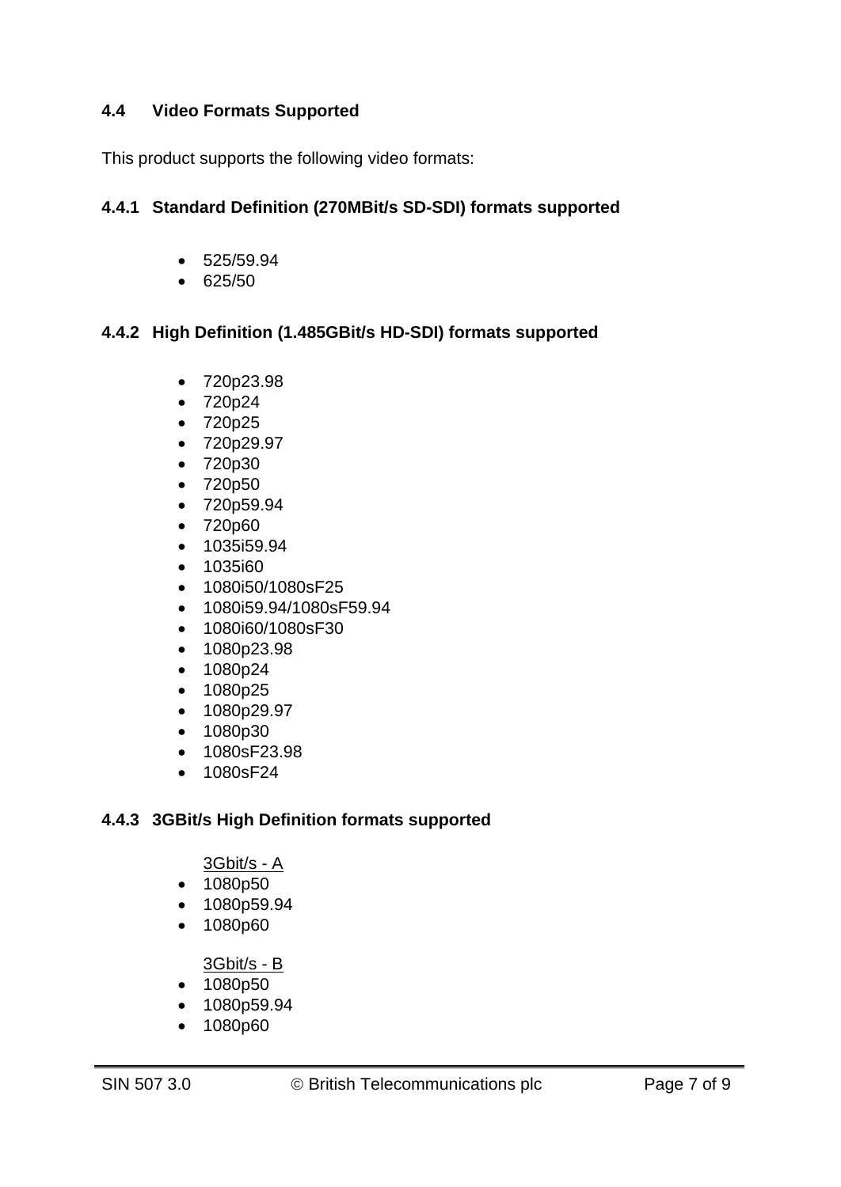## 4.4 Video Formats Supported

This product supports the following video formats:

### 4.4.1 Standard Definition (270MBit/s SD-SDI) formats supported

- 525/59.94
- 625/50

### 4.4.2 High Definition (1.485GBit/s HD-SDI) formats supported

- 720p23.98
- 720p24
- 720p25
- 720p29.97
- 720p30
- 720p50
- 720p59.94
- 720p60
- 1035i59.94
- 1035i60
- 1080i50/1080sF25
- 1080i59.94/1080sF59.94
- 1080i60/1080sF30
- 1080p23.98
- 1080p24
- 1080p25
- 1080p29.97
- 1080p30
- 1080sF23.98
- 1080sF24

### 4.4.3 3GBit/s High Definition formats supported

3Gbit/s - A

- 1080p50
- 1080p59.94
- 1080p60

3Gbit/s - B

- 1080p50
- 1080p59.94
- 1080p60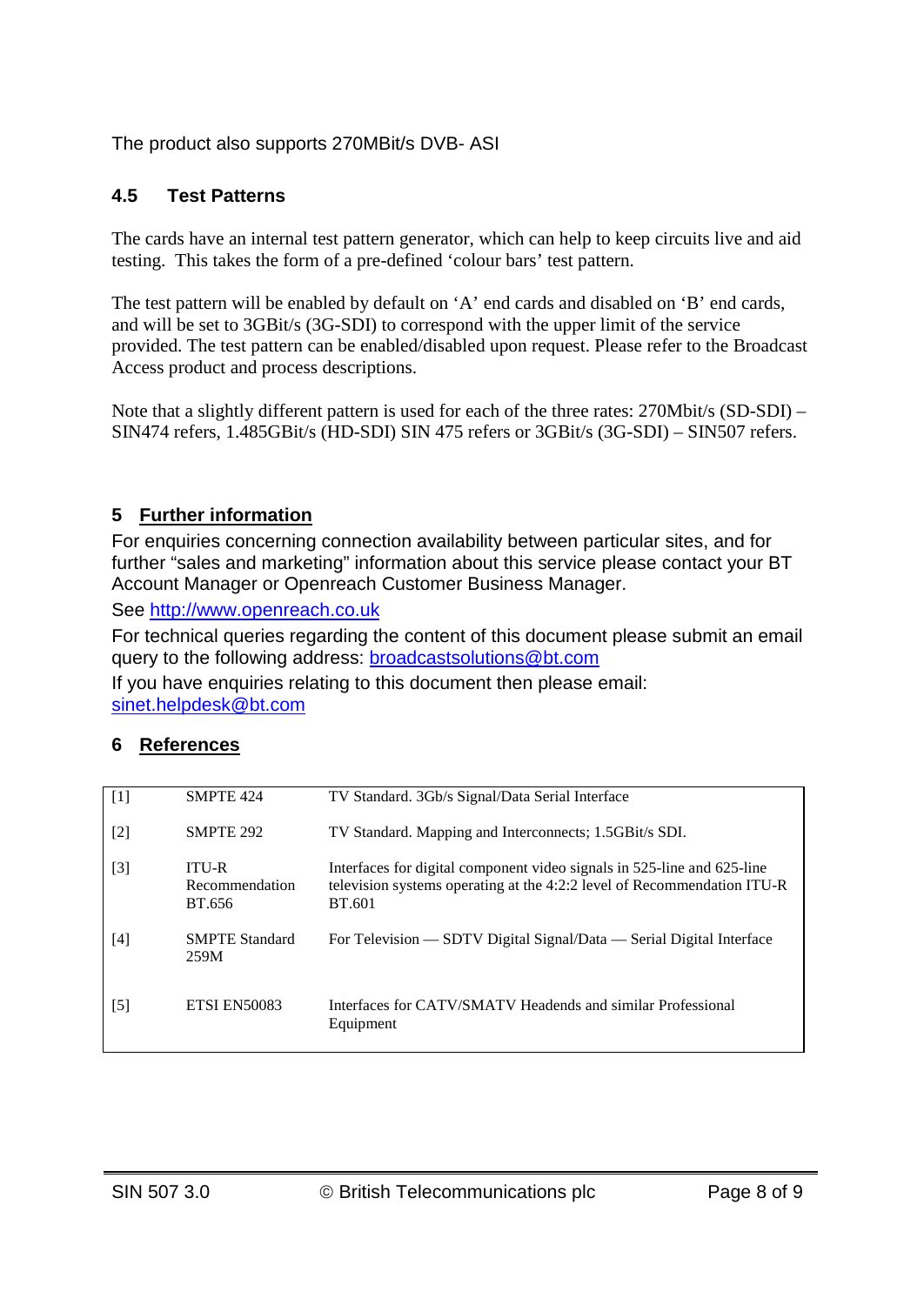The product also supports 270MBit/s DVB- ASI

### 4.5 Test Patterns

The cards have an internal test pattern generator, which can help to keep circuits live and aid testing. This takes the form of a pre-defined 'colour bars' test pattern.

The test pattern will be enabled by default on 'A' end cards and disabled on 'B' end cards, and will be set to 3GBit/s (3G-SDI) to correspond with the upper limit of the service provided. The test pattern can be enabled/disabled upon request. Please refer to the Broadcast Access product and process descriptions.

Note that a slightly different pattern is used for each of the three rates: 270Mbit/s (SD-SDI) – SIN474 refers, 1.485GBit/s (HD-SDI) SIN 475 refers or 3GBit/s (3G-SDI) – SIN507 refers.

## 5 Further information

For enquiries concerning connection availability between particular sites, and for further "sales and marketing" information about this service please contact your BT Account Manager or Openreach Customer Business Manager.

See http://www.openreach.co.uk

For technical queries regarding the content of this document please submit an email query to the following address: broadcastsolutions@bt.com

If you have enquiries relating to this document then please email: sinet.helpdesk@bt.com

## 6 References

| | | |
|---|---|---|
| [1] | SMPTE 424 | TV Standard. 3Gb/s Signal/Data Serial Interface |
| [2] | SMPTE 292 | TV Standard. Mapping and Interconnects; 1.5GBit/s SDI. |
| [3] | ITU-R Recommendation BT.656 | Interfaces for digital component video signals in 525-line and 625-line television systems operating at the 4:2:2 level of Recommendation ITU-R BT.601 |
| [4] | SMPTE Standard 259M | For Television — SDTV Digital Signal/Data — Serial Digital Interface |
| [5] | ETSI EN50083 | Interfaces for CATV/SMATV Headends and similar Professional Equipment |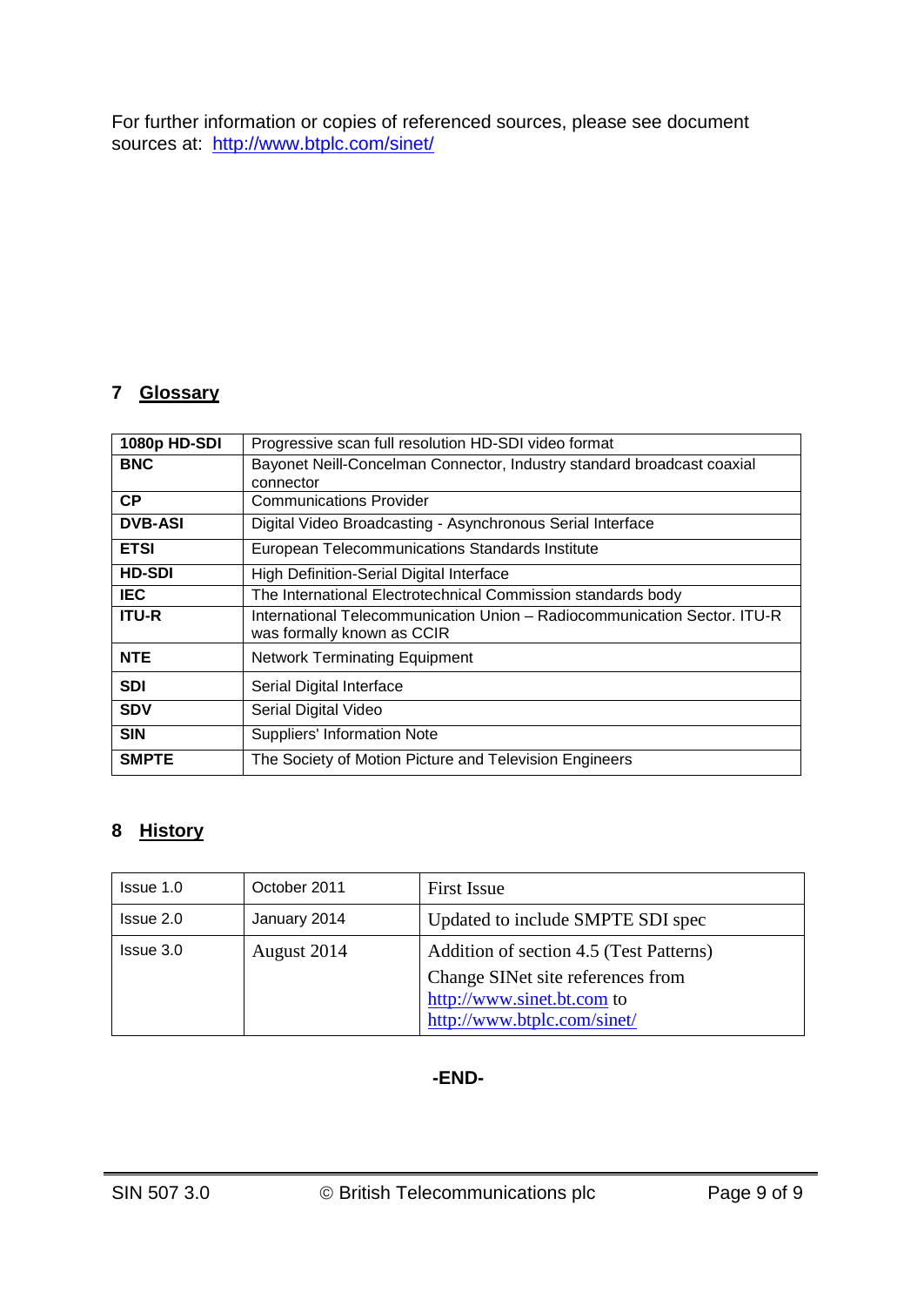For further information or copies of referenced sources, please see document sources at: http://www.btplc.com/sinet/

## 7 Glossary

| | |
|---|---|
| **1080p HD-SDI** | Progressive scan full resolution HD-SDI video format |
| **BNC** | Bayonet Neill-Concelman Connector, Industry standard broadcast coaxial connector |
| **CP** | Communications Provider |
| **DVB-ASI** | Digital Video Broadcasting - Asynchronous Serial Interface |
| **ETSI** | European Telecommunications Standards Institute |
| **HD-SDI** | High Definition-Serial Digital Interface |
| **IEC** | The International Electrotechnical Commission standards body |
| **ITU-R** | International Telecommunication Union – Radiocommunication Sector. ITU-R was formally known as CCIR |
| **NTE** | Network Terminating Equipment |
| **SDI** | Serial Digital Interface |
| **SDV** | Serial Digital Video |
| **SIN** | Suppliers' Information Note |
| **SMPTE** | The Society of Motion Picture and Television Engineers |

## 8 History

| | | |
|---|---|---|
| Issue 1.0 | October 2011 | First Issue |
| Issue 2.0 | January 2014 | Updated to include SMPTE SDI spec |
| Issue 3.0 | August 2014 | Addition of section 4.5 (Test Patterns)<br>Change SINet site references from http://www.sinet.bt.com to http://www.btplc.com/sinet/ |

**-END-**